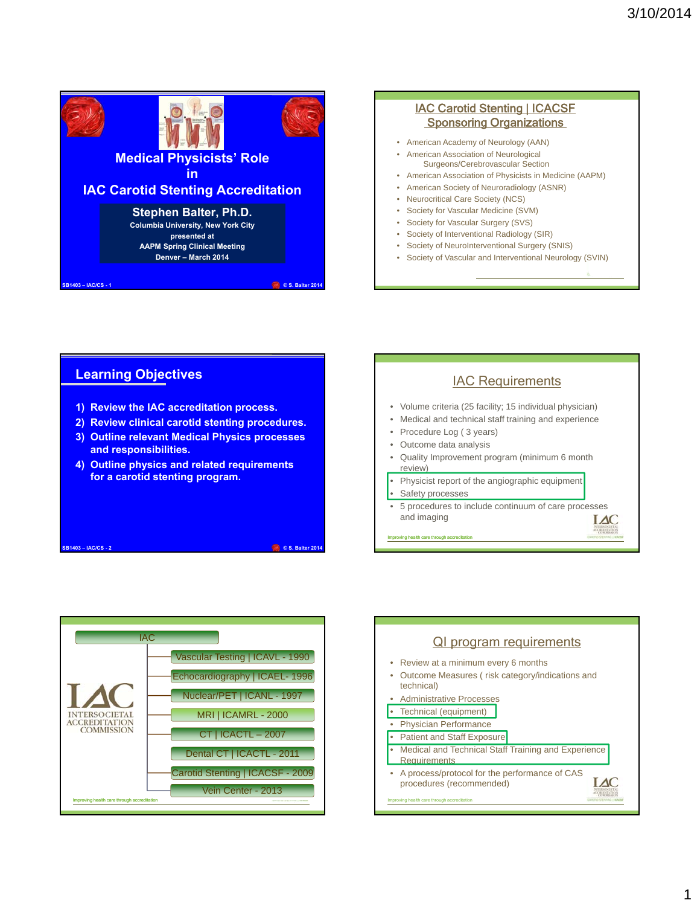## Medical Physicists' Role in IAC Carotid Stenting Accreditation

**Stephen Balter, Ph.D.**
Columbia University, New York City
presented at
AAPM Spring Clinical Meeting
Denver – March 2014

SB1403 – IAC/CS - 1 © S. Balter 2014

## IAC Carotid Stenting | ICACSF Sponsoring Organizations

- American Academy of Neurology (AAN)
- American Association of Neurological Surgeons/Cerebrovascular Section
- American Association of Physicists in Medicine (AAPM)
- American Society of Neuroradiology (ASNR)
- Neurocritical Care Society (NCS)
- Society for Vascular Medicine (SVM)
- Society for Vascular Surgery (SVS)
- Society of Interventional Radiology (SIR)
- Society of NeuroInterventional Surgery (SNIS)
- Society of Vascular and Interventional Neurology (SVIN)

## Learning Objectives

1) Review the IAC accreditation process.
2) Review clinical carotid stenting procedures.
3) Outline relevant Medical Physics processes and responsibilities.
4) Outline physics and related requirements for a carotid stenting program.

SB1403 – IAC/CS - 2 © S. Balter 2014

## IAC Requirements

- Volume criteria (25 facility; 15 individual physician)
- Medical and technical staff training and experience
- Procedure Log ( 3 years)
- Outcome data analysis
- Quality Improvement program (minimum 6 month review)
- Physicist report of the angiographic equipment
- Safety processes
- 5 procedures to include continuum of care processes and imaging

Improving health care through accreditation

## IAC

- Vascular Testing | ICAVL - 1990
- Echocardiography | ICAEL- 1996
- Nuclear/PET | ICANL - 1997
- MRI | ICAMRL - 2000
- CT | ICACTL – 2007
- Dental CT | ICACTL - 2011
- Carotid Stenting | ICACSF - 2009
- Vein Center - 2013

IAC INTERSOCIETAL ACCREDITATION COMMISSION

Improving health care through accreditation

## QI program requirements

- Review at a minimum every 6 months
- Outcome Measures ( risk category/indications and technical)
- Administrative Processes
- Technical (equipment)
- Physician Performance
- Patient and Staff Exposure
- Medical and Technical Staff Training and Experience Requirements
- A process/protocol for the performance of CAS procedures (recommended)

Improving health care through accreditation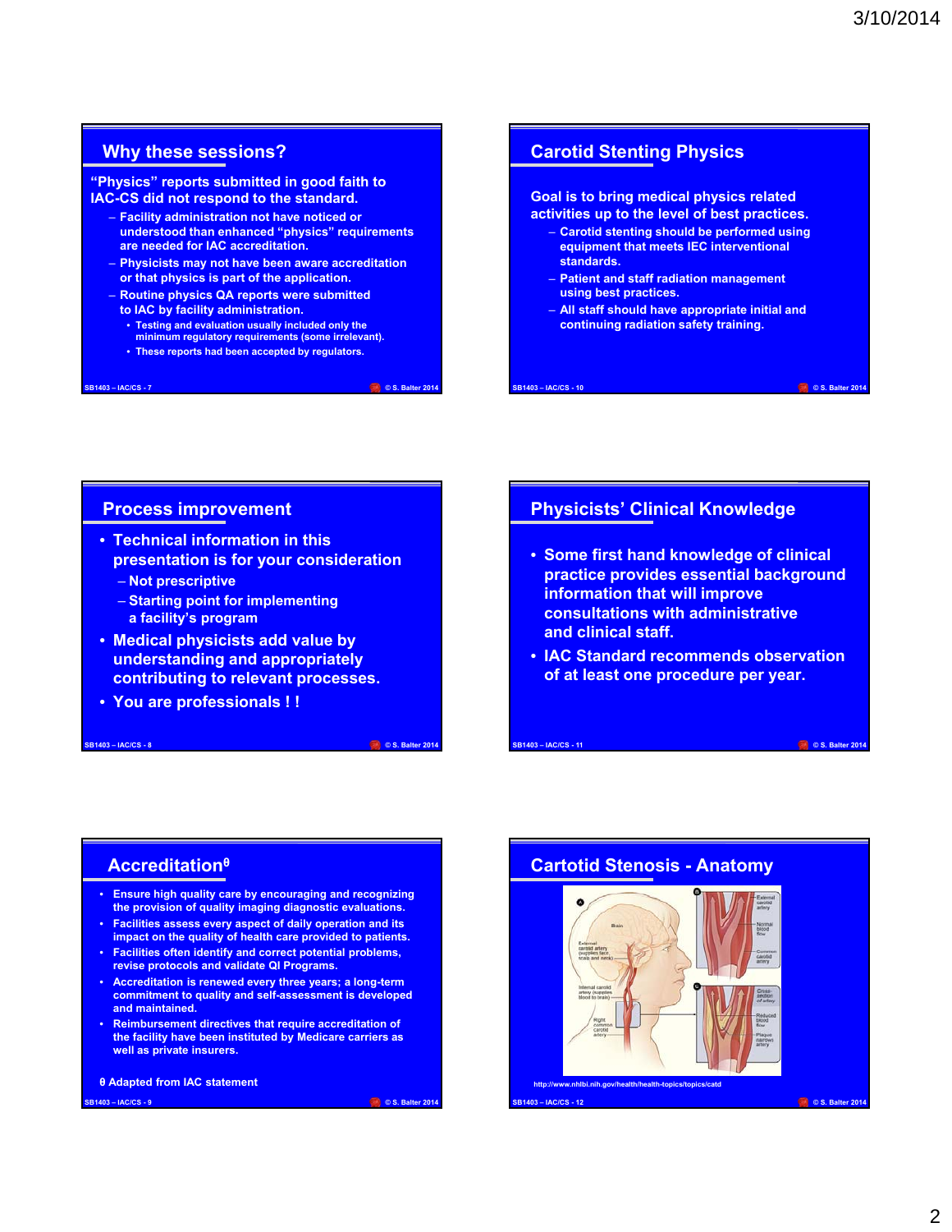## Why these sessions?

"Physics" reports submitted in good faith to IAC-CS did not respond to the standard.

- Facility administration not have noticed or understood than enhanced "physics" requirements are needed for IAC accreditation.
- Physicists may not have been aware accreditation or that physics is part of the application.
- Routine physics QA reports were submitted to IAC by facility administration.
  - Testing and evaluation usually included only the minimum regulatory requirements (some irrelevant).
  - These reports had been accepted by regulators.

SB1403 – IAC/CS - 7 © S. Balter 2014

## Carotid Stenting Physics

Goal is to bring medical physics related activities up to the level of best practices.

- Carotid stenting should be performed using equipment that meets IEC interventional standards.
- Patient and staff radiation management using best practices.
- All staff should have appropriate initial and continuing radiation safety training.

SB1403 – IAC/CS - 10 © S. Balter 2014

## Process improvement

- Technical information in this presentation is for your consideration
  - Not prescriptive
  - Starting point for implementing a facility's program
- Medical physicists add value by understanding and appropriately contributing to relevant processes.
- You are professionals ! !

SB1403 – IAC/CS - 8 © S. Balter 2014

## Physicists' Clinical Knowledge

- Some first hand knowledge of clinical practice provides essential background information that will improve consultations with administrative and clinical staff.
- IAC Standard recommends observation of at least one procedure per year.

SB1403 – IAC/CS - 11 © S. Balter 2014

## Accreditation[θ]

- Ensure high quality care by encouraging and recognizing the provision of quality imaging diagnostic evaluations.
- Facilities assess every aspect of daily operation and its impact on the quality of health care provided to patients.
- Facilities often identify and correct potential problems, revise protocols and validate QI Programs.
- Accreditation is renewed every three years; a long-term commitment to quality and self-assessment is developed and maintained.
- Reimbursement directives that require accreditation of the facility have been instituted by Medicare carriers as well as private insurers.

θ Adapted from IAC statement

SB1403 – IAC/CS - 9 © S. Balter 2014

## Cartotid Stenosis - Anatomy

http://www.nhlbi.nih.gov/health/health-topics/topics/catd

SB1403 – IAC/CS - 12 © S. Balter 2014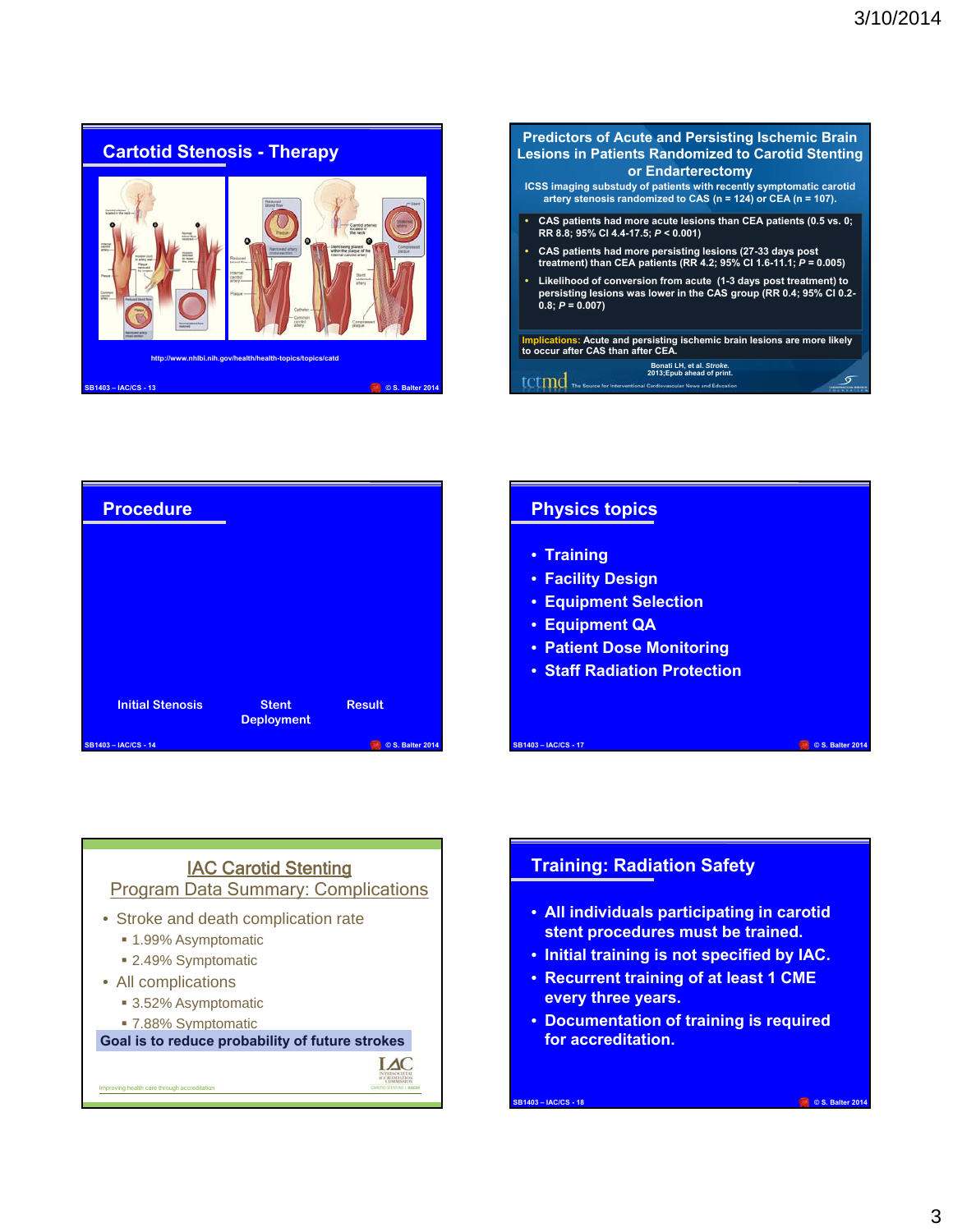## Cartotid Stenosis - Therapy

http://www.nhlbi.nih.gov/health/health-topics/topics/catd

SB1403 – IAC/CS - 13 © S. Balter 2014

## Predictors of Acute and Persisting Ischemic Brain Lesions in Patients Randomized to Carotid Stenting or Endarterectomy

ICSS imaging substudy of patients with recently symptomatic carotid artery stenosis randomized to CAS (n = 124) or CEA (n = 107).

- CAS patients had more acute lesions than CEA patients (0.5 vs. 0; RR 8.8; 95% CI 4.4-17.5; *P* < 0.001)
- CAS patients had more persisting lesions (27-33 days post treatment) than CEA patients (RR 4.2; 95% CI 1.6-11.1; *P* = 0.005)
- Likelihood of conversion from acute (1-3 days post treatment) to persisting lesions was lower in the CAS group (RR 0.4; 95% CI 0.2-0.8; *P* = 0.007)

**Implications:** Acute and persisting ischemic brain lesions are more likely to occur after CAS than after CEA.

Bonati LH, et al. *Stroke.* 2013;Epub ahead of print.

tctmd The Source for Interventional Cardiovascular News and Education

## Procedure

Initial Stenosis | Stent Deployment | Result

SB1403 – IAC/CS - 14 © S. Balter 2014

## Physics topics

- Training
- Facility Design
- Equipment Selection
- Equipment QA
- Patient Dose Monitoring
- Staff Radiation Protection

SB1403 – IAC/CS - 17 © S. Balter 2014

## IAC Carotid Stenting Program Data Summary: Complications

- Stroke and death complication rate
  - 1.99% Asymptomatic
  - 2.49% Symptomatic
- All complications
  - 3.52% Asymptomatic
  - 7.88% Symptomatic

**Goal is to reduce probability of future strokes**

Improving health care through accreditation

IAC Intersocietal Accreditation Commission – Carotid Stenting

## Training: Radiation Safety

- All individuals participating in carotid stent procedures must be trained.
- Initial training is not specified by IAC.
- Recurrent training of at least 1 CME every three years.
- Documentation of training is required for accreditation.

SB1403 – IAC/CS - 18 © S. Balter 2014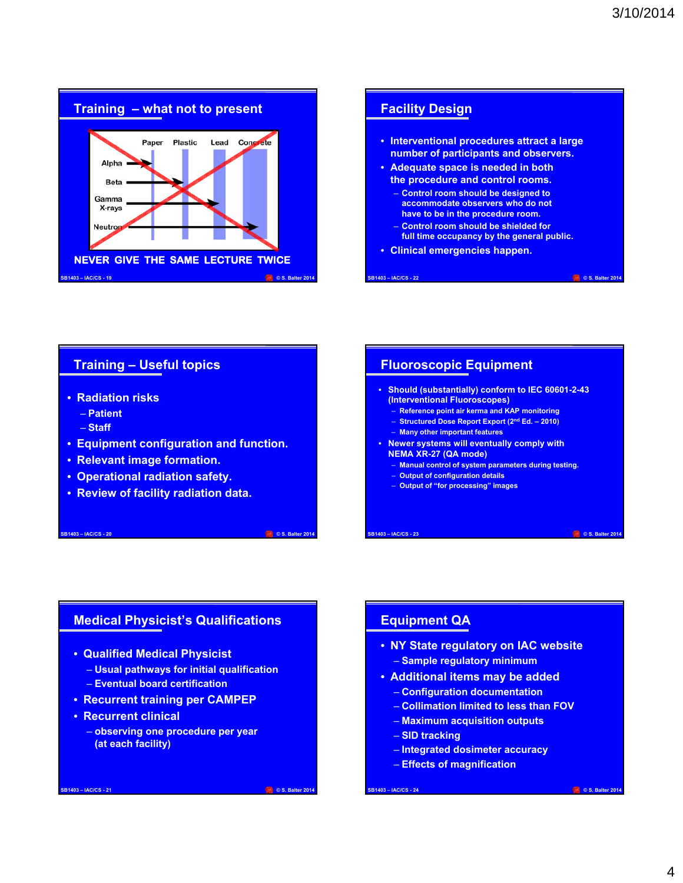## Training – what not to present

| | Paper | Plastic | Lead | Concrete |
|---|---|---|---|---|
| Alpha | | | | |
| Beta | | | | |
| Gamma X-rays | | | | |
| Neutron | | | | |

NEVER GIVE THE SAME LECTURE TWICE

## Facility Design

- Interventional procedures attract a large number of participants and observers.
- Adequate space is needed in both the procedure and control rooms.
  - Control room should be designed to accommodate observers who do not have to be in the procedure room.
  - Control room should be shielded for full time occupancy by the general public.
- Clinical emergencies happen.

## Training – Useful topics

- Radiation risks
  - Patient
  - Staff
- Equipment configuration and function.
- Relevant image formation.
- Operational radiation safety.
- Review of facility radiation data.

## Fluoroscopic Equipment

- Should (substantially) conform to IEC 60601-2-43 (Interventional Fluoroscopes)
  - Reference point air kerma and KAP monitoring
  - Structured Dose Report Export (2nd Ed. – 2010)
  - Many other important features
- Newer systems will eventually comply with NEMA XR-27 (QA mode)
  - Manual control of system parameters during testing.
  - Output of configuration details
  - Output of "for processing" images

## Medical Physicist's Qualifications

- Qualified Medical Physicist
  - Usual pathways for initial qualification
  - Eventual board certification
- Recurrent training per CAMPEP
- Recurrent clinical
  - observing one procedure per year (at each facility)

## Equipment QA

- NY State regulatory on IAC website
  - Sample regulatory minimum
- Additional items may be added
  - Configuration documentation
  - Collimation limited to less than FOV
  - Maximum acquisition outputs
  - SID tracking
  - Integrated dosimeter accuracy
  - Effects of magnification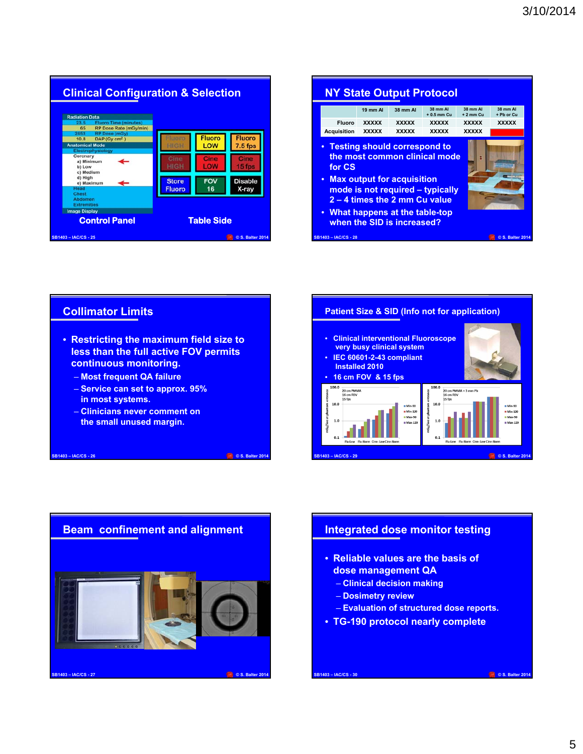## Clinical Configuration & Selection

| Radiation Data | |
|---|---|
| 23.5 | Fluoro Time (minutes) |
| 65 | RP Dose Rate (mGy/min) |
| 2453 | RP Dose (mGy) |
| 10.8 | DAP (Gy cm²) |

Anatomical Mode
- Electrophysiology
- Coronary
  - a) Minimum
  - b) Low
  - c) Medium
  - d) High
  - e) Maximum
- Head
- Chest
- Abdomen
- Extremities

Image Display

| | | |
|---|---|---|
| Fluoro HIGH | Fluoro LOW | Fluoro 7.5 fps |
| Cine HIGH | Cine LOW | Cine 15 fps |
| Store Fluoro | FOV 16 | Disable X-ray |

Control Panel — Table Side

## NY State Output Protocol

| | 19 mm Al | 38 mm Al | 38 mm Al + 0.5 mm Cu | 38 mm Al + 2 mm Cu | 38 mm Al + Pb or Cu |
|---|---|---|---|---|---|
| Fluoro | XXXXX | XXXXX | XXXXX | XXXXX | XXXXX |
| Acquisition | XXXXX | XXXXX | XXXXX | XXXXX | |

- Testing should correspond to the most common clinical mode for CS
- Max output for acquisition mode is not required – typically 2 – 4 times the 2 mm Cu value
- What happens at the table-top when the SID is increased?

## Collimator Limits

- Restricting the maximum field size to less than the full active FOV permits continuous monitoring.
  - Most frequent QA failure
  - Service can set to approx. 95% in most systems.
  - Clinicians never comment on the small unused margin.

## Patient Size & SID (Info not for application)

- Clinical interventional Fluoroscope very busy clinical system
- IEC 60601-2-43 compliant Installed 2010
- 16 cm FOV & 15 fps

Charts: 20 cm PMMA, 16 cm FOV, 15 fps; 20 cm PMMA + 3 mm Pb, 16 cm FOV, 15 fps. Y-axis: mGy/sec at phantom entrance (0.1 – 100.0). X-axis: Flu-Low, Flu-Norm, Cine-Low, Cine-Norm. Legend: Min-90, Min-120, Max-90, Max-120.

## Beam confinement and alignment

## Integrated dose monitor testing

- Reliable values are the basis of dose management QA
  - Clinical decision making
  - Dosimetry review
  - Evaluation of structured dose reports.
- TG-190 protocol nearly complete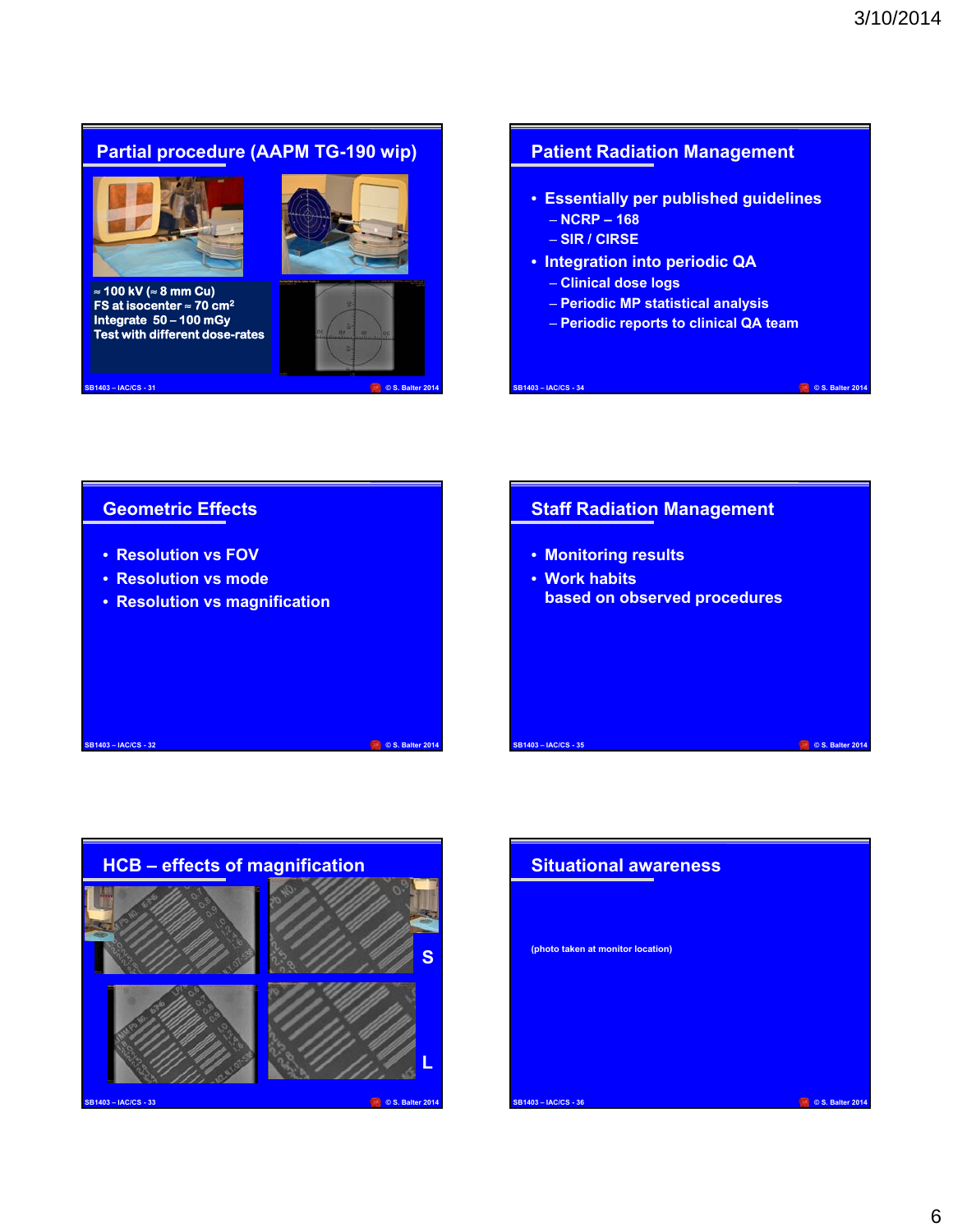## Partial procedure (AAPM TG-190 wip)

- ≈ 100 kV (≈ 8 mm Cu)
- FS at isocenter ≈ 70 $cm^2$
- Integrate 50 – 100 mGy
- Test with different dose-rates

## Patient Radiation Management

- Essentially per published guidelines
  - NCRP – 168
  - SIR / CIRSE
- Integration into periodic QA
  - Clinical dose logs
  - Periodic MP statistical analysis
  - Periodic reports to clinical QA team

## Geometric Effects

- Resolution vs FOV
- Resolution vs mode
- Resolution vs magnification

## Staff Radiation Management

- Monitoring results
- Work habits
  based on observed procedures

## HCB – effects of magnification

S

L

## Situational awareness

(photo taken at monitor location)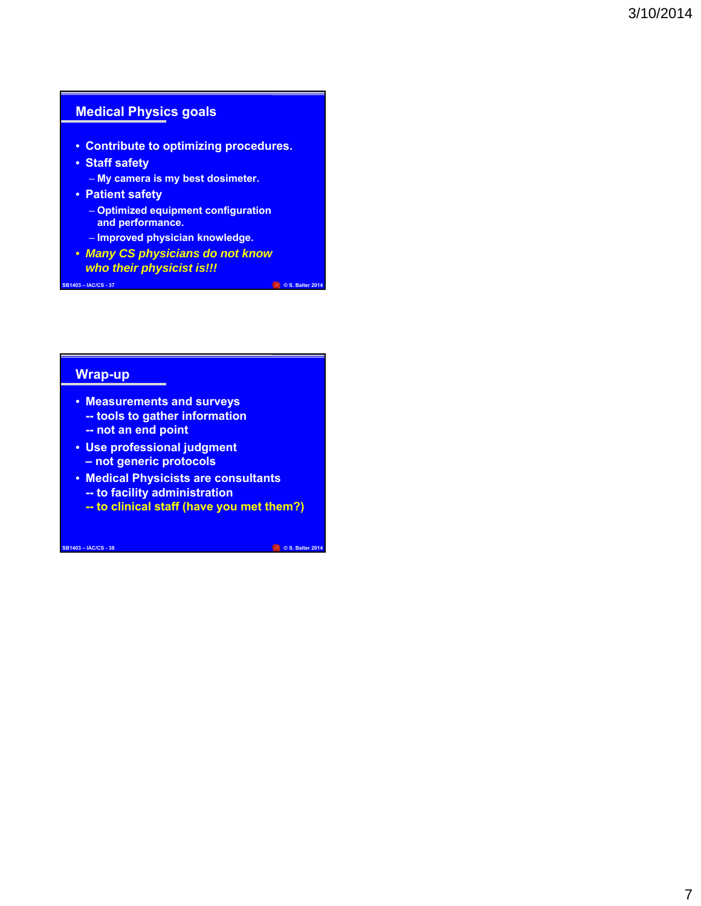## Medical Physics goals

- Contribute to optimizing procedures.
- Staff safety
  - My camera is my best dosimeter.
- Patient safety
  - Optimized equipment configuration and performance.
  - Improved physician knowledge.
- *Many CS physicians do not know who their physicist is!!!*

SB1403 – IAC/CS - 37 © S. Balter 2014

## Wrap-up

- Measurements and surveys
  -- tools to gather information
  -- not an end point
- Use professional judgment
  – not generic protocols
- Medical Physicists are consultants
  -- to facility administration
  -- to clinical staff (have you met them?)

SB1403 – IAC/CS - 38 © S. Balter 2014